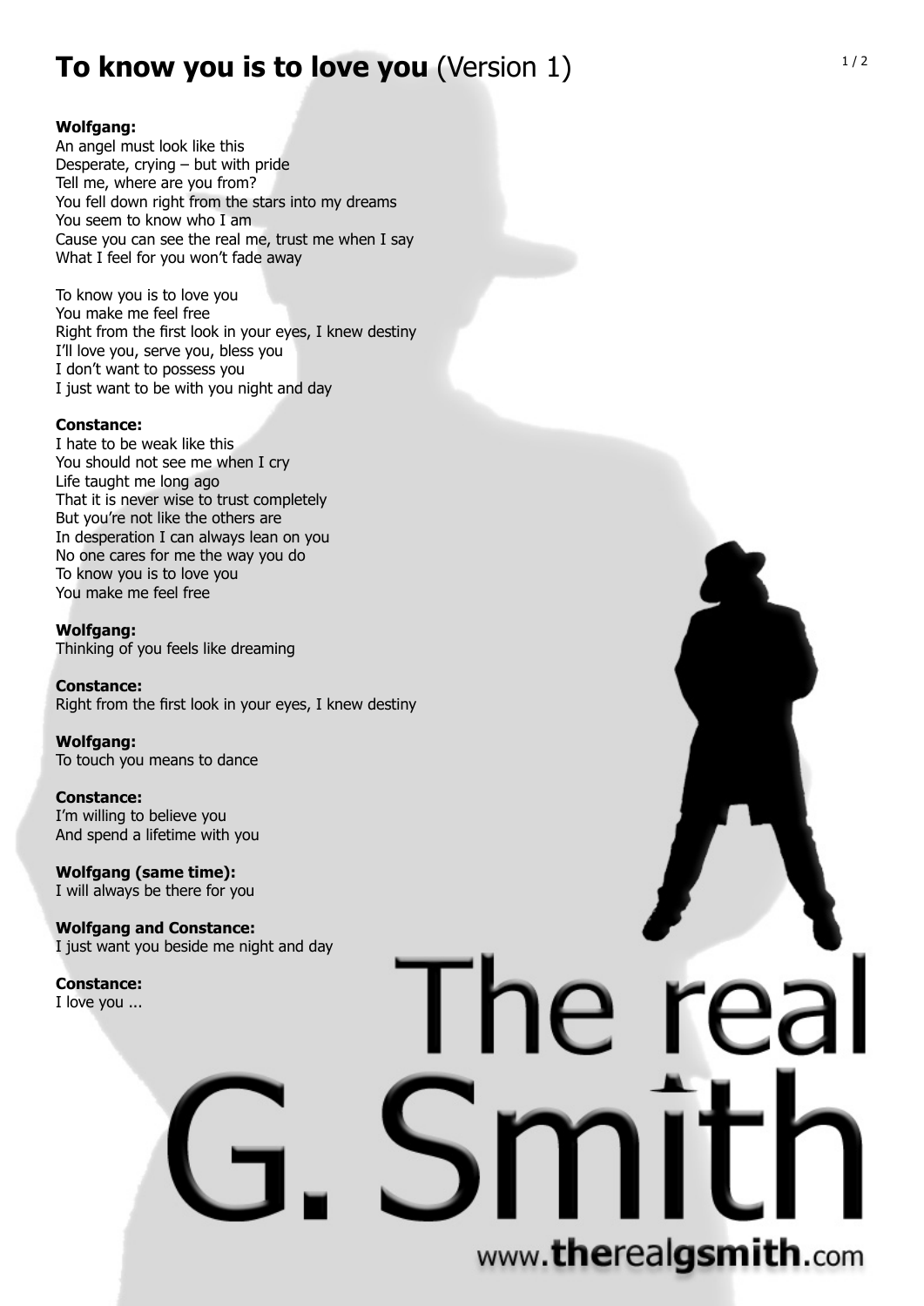# **To know you is to love you** (Version 1)

**Wolfgang:**
An angel must look like this
Desperate, crying – but with pride
Tell me, where are you from?
You fell down right from the stars into my dreams
You seem to know who I am
Cause you can see the real me, trust me when I say
What I feel for you won't fade away

To know you is to love you
You make me feel free
Right from the first look in your eyes, I knew destiny
I'll love you, serve you, bless you
I don't want to possess you
I just want to be with you night and day

**Constance:**
I hate to be weak like this
You should not see me when I cry
Life taught me long ago
That it is never wise to trust completely
But you're not like the others are
In desperation I can always lean on you
No one cares for me the way you do
To know you is to love you
You make me feel free

**Wolfgang:**
Thinking of you feels like dreaming

**Constance:**
Right from the first look in your eyes, I knew destiny

**Wolfgang:**
To touch you means to dance

**Constance:**
I'm willing to believe you
And spend a lifetime with you

**Wolfgang (same time):**
I will always be there for you

**Wolfgang and Constance:**
I just want you beside me night and day

**Constance:**
I love you ...

The real G. Smith

www.therealgsmith.com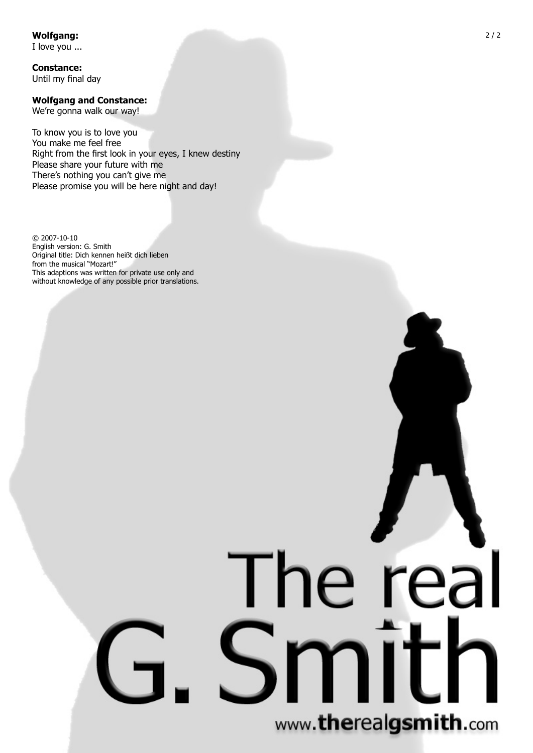**Wolfgang:**
I love you ...

**Constance:**
Until my final day

**Wolfgang and Constance:**
We're gonna walk our way!

To know you is to love you
You make me feel free
Right from the first look in your eyes, I knew destiny
Please share your future with me
There's nothing you can't give me
Please promise you will be here night and day!

© 2007-10-10
English version: G. Smith
Original title: Dich kennen heißt dich lieben
from the musical "Mozart!"
This adaptions was written for private use only and
without knowledge of any possible prior translations.

The real
G. Smith
www.therealgsmith.com